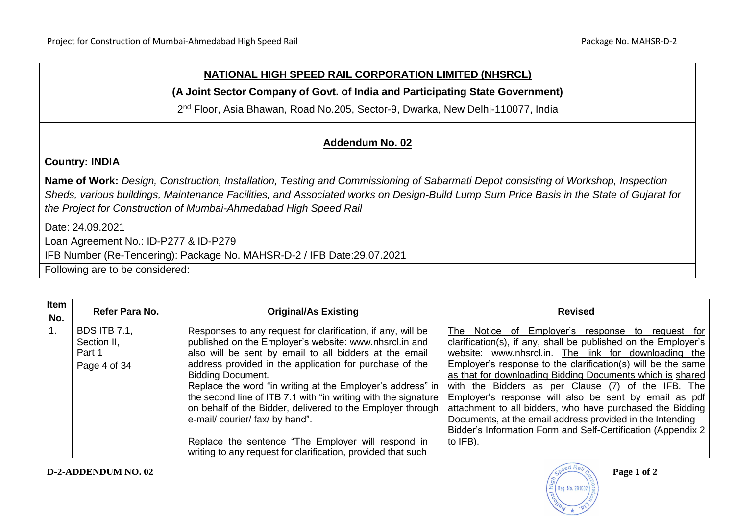## NATIONAL HIGH SPEED RAIL CORPORATION LIMITED (NHSRCL)

**(A Joint Sector Company of Govt. of India and Participating State Government)**

2nd Floor, Asia Bhawan, Road No.205, Sector-9, Dwarka, New Delhi-110077, India

## Addendum No. 02

**Country: INDIA**

**Name of Work:** *Design, Construction, Installation, Testing and Commissioning of Sabarmati Depot consisting of Workshop, Inspection Sheds, various buildings, Maintenance Facilities, and Associated works on Design-Build Lump Sum Price Basis in the State of Gujarat for the Project for Construction of Mumbai-Ahmedabad High Speed Rail*

Date: 24.09.2021

Loan Agreement No.: ID-P277 & ID-P279

IFB Number (Re-Tendering): Package No. MAHSR-D-2 / IFB Date:29.07.2021

Following are to be considered:

| Item No. | Refer Para No. | Original/As Existing | Revised |
|---|---|---|---|
| 1. | BDS ITB 7.1, Section II, Part 1 Page 4 of 34 | Responses to any request for clarification, if any, will be published on the Employer's website: www.nhsrcl.in and also will be sent by email to all bidders at the email address provided in the application for purchase of the Bidding Document.<br>Replace the word "in writing at the Employer's address" in the second line of ITB 7.1 with "in writing with the signature on behalf of the Bidder, delivered to the Employer through e-mail/ courier/ fax/ by hand".<br><br>Replace the sentence "The Employer will respond in writing to any request for clarification, provided that such | The Notice of Employer's response to request for clarification(s), if any, shall be published on the Employer's website: www.nhsrcl.in. The link for downloading the Employer's response to the clarification(s) will be the same as that for downloading Bidding Documents which is shared with the Bidders as per Clause (7) of the IFB. The Employer's response will also be sent by email as pdf attachment to all bidders, who have purchased the Bidding Documents, at the email address provided in the Intending Bidder's Information Form and Self-Certification (Appendix 2 to IFB). |

**D-2-ADDENDUM NO. 02**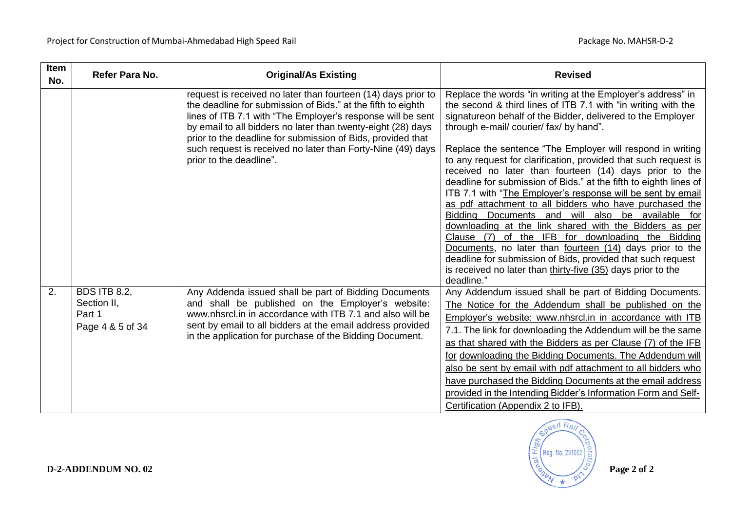| Item No. | Refer Para No. | Original/As Existing | Revised |
|---|---|---|---|
| | | request is received no later than fourteen (14) days prior to the deadline for submission of Bids." at the fifth to eighth lines of ITB 7.1 with "The Employer's response will be sent by email to all bidders no later than twenty-eight (28) days prior to the deadline for submission of Bids, provided that such request is received no later than Forty-Nine (49) days prior to the deadline". | Replace the words "in writing at the Employer's address" in the second & third lines of ITB 7.1 with "in writing with the signatureon behalf of the Bidder, delivered to the Employer through e-mail/ courier/ fax/ by hand".<br><br>Replace the sentence "The Employer will respond in writing to any request for clarification, provided that such request is received no later than fourteen (14) days prior to the deadline for submission of Bids." at the fifth to eighth lines of ITB 7.1 with "The Employer's response will be sent by email as pdf attachment to all bidders who have purchased the Bidding Documents and will also be available for downloading at the link shared with the Bidders as per Clause (7) of the IFB for downloading the Bidding Documents, no later than fourteen (14) days prior to the deadline for submission of Bids, provided that such request is received no later than thirty-five (35) days prior to the deadline." |
| 2. | BDS ITB 8.2, Section II, Part 1 Page 4 & 5 of 34 | Any Addenda issued shall be part of Bidding Documents and shall be published on the Employer's website: www.nhsrcl.in in accordance with ITB 7.1 and also will be sent by email to all bidders at the email address provided in the application for purchase of the Bidding Document. | Any Addendum issued shall be part of Bidding Documents. The Notice for the Addendum shall be published on the Employer's website: www.nhsrcl.in in accordance with ITB 7.1. The link for downloading the Addendum will be the same as that shared with the Bidders as per Clause (7) of the IFB for downloading the Bidding Documents. The Addendum will also be sent by email with pdf attachment to all bidders who have purchased the Bidding Documents at the email address provided in the Intending Bidder's Information Form and Self-Certification (Appendix 2 to IFB). |

D-2-ADDENDUM NO. 02